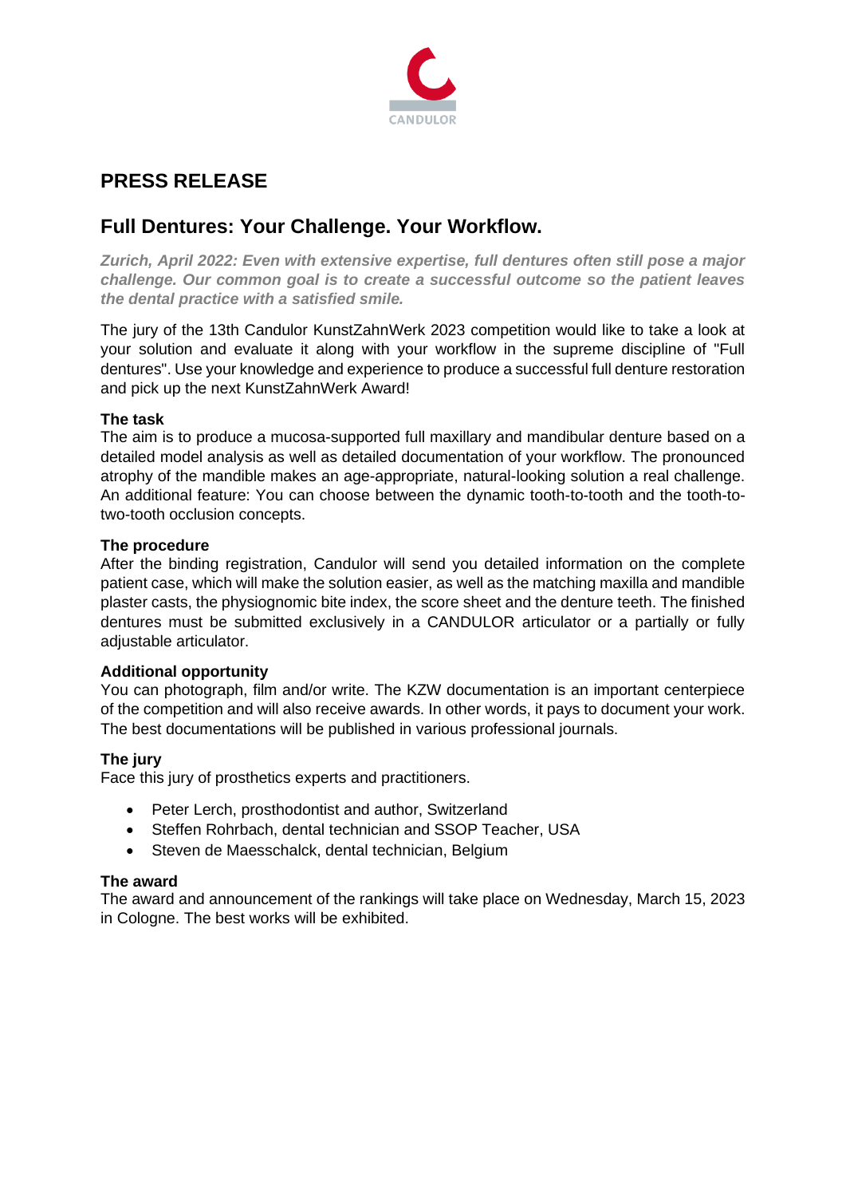# PRESS RELEASE

## Full Dentures: Your Challenge. Your Workflow.

***Zurich, April 2022: Even with extensive expertise, full dentures often still pose a major challenge. Our common goal is to create a successful outcome so the patient leaves the dental practice with a satisfied smile.***

The jury of the 13th Candulor KunstZahnWerk 2023 competition would like to take a look at your solution and evaluate it along with your workflow in the supreme discipline of "Full dentures". Use your knowledge and experience to produce a successful full denture restoration and pick up the next KunstZahnWerk Award!

**The task**
The aim is to produce a mucosa-supported full maxillary and mandibular denture based on a detailed model analysis as well as detailed documentation of your workflow. The pronounced atrophy of the mandible makes an age-appropriate, natural-looking solution a real challenge. An additional feature: You can choose between the dynamic tooth-to-tooth and the tooth-to-two-tooth occlusion concepts.

**The procedure**
After the binding registration, Candulor will send you detailed information on the complete patient case, which will make the solution easier, as well as the matching maxilla and mandible plaster casts, the physiognomic bite index, the score sheet and the denture teeth. The finished dentures must be submitted exclusively in a CANDULOR articulator or a partially or fully adjustable articulator.

**Additional opportunity**
You can photograph, film and/or write. The KZW documentation is an important centerpiece of the competition and will also receive awards. In other words, it pays to document your work. The best documentations will be published in various professional journals.

**The jury**
Face this jury of prosthetics experts and practitioners.

- Peter Lerch, prosthodontist and author, Switzerland
- Steffen Rohrbach, dental technician and SSOP Teacher, USA
- Steven de Maesschalck, dental technician, Belgium

**The award**
The award and announcement of the rankings will take place on Wednesday, March 15, 2023 in Cologne. The best works will be exhibited.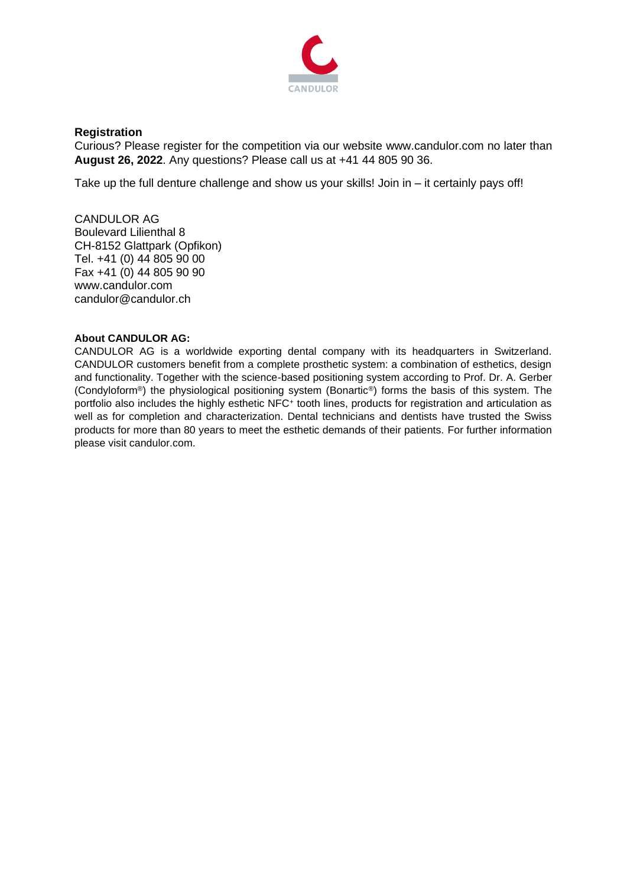**Registration**

Curious? Please register for the competition via our website www.candulor.com no later than **August 26, 2022**. Any questions? Please call us at +41 44 805 90 36.

Take up the full denture challenge and show us your skills! Join in – it certainly pays off!

CANDULOR AG
Boulevard Lilienthal 8
CH-8152 Glattpark (Opfikon)
Tel. +41 (0) 44 805 90 00
Fax +41 (0) 44 805 90 90
www.candulor.com
candulor@candulor.ch

**About CANDULOR AG:**

CANDULOR AG is a worldwide exporting dental company with its headquarters in Switzerland. CANDULOR customers benefit from a complete prosthetic system: a combination of esthetics, design and functionality. Together with the science-based positioning system according to Prof. Dr. A. Gerber (Condyloform®) the physiological positioning system (Bonartic®) forms the basis of this system. The portfolio also includes the highly esthetic NFC+ tooth lines, products for registration and articulation as well as for completion and characterization. Dental technicians and dentists have trusted the Swiss products for more than 80 years to meet the esthetic demands of their patients. For further information please visit candulor.com.